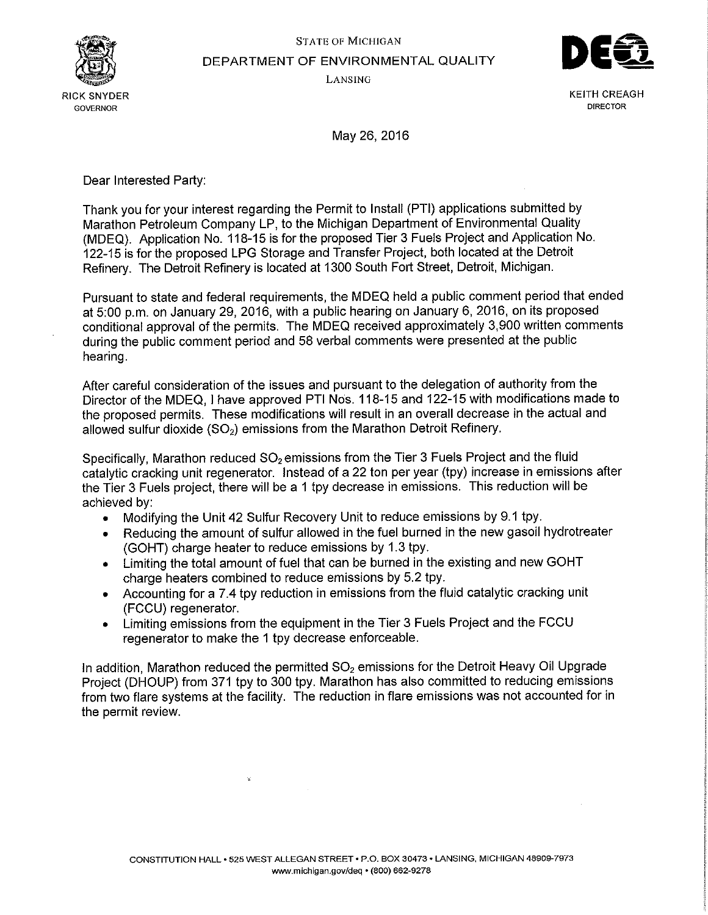STATE OF MICHIGAN

DEPARTMENT OF ENVIRONMENTAL QUALITY

LANSING

RICK SNYDER
GOVERNOR

KEITH CREAGH
DIRECTOR

May 26, 2016

Dear Interested Party:

Thank you for your interest regarding the Permit to Install (PTI) applications submitted by Marathon Petroleum Company LP, to the Michigan Department of Environmental Quality (MDEQ). Application No. 118-15 is for the proposed Tier 3 Fuels Project and Application No. 122-15 is for the proposed LPG Storage and Transfer Project, both located at the Detroit Refinery. The Detroit Refinery is located at 1300 South Fort Street, Detroit, Michigan.

Pursuant to state and federal requirements, the MDEQ held a public comment period that ended at 5:00 p.m. on January 29, 2016, with a public hearing on January 6, 2016, on its proposed conditional approval of the permits. The MDEQ received approximately 3,900 written comments during the public comment period and 58 verbal comments were presented at the public hearing.

After careful consideration of the issues and pursuant to the delegation of authority from the Director of the MDEQ, I have approved PTI Nos. 118-15 and 122-15 with modifications made to the proposed permits. These modifications will result in an overall decrease in the actual and allowed sulfur dioxide ($SO_2$) emissions from the Marathon Detroit Refinery.

Specifically, Marathon reduced $SO_2$ emissions from the Tier 3 Fuels Project and the fluid catalytic cracking unit regenerator. Instead of a 22 ton per year (tpy) increase in emissions after the Tier 3 Fuels project, there will be a 1 tpy decrease in emissions. This reduction will be achieved by:

- Modifying the Unit 42 Sulfur Recovery Unit to reduce emissions by 9.1 tpy.
- Reducing the amount of sulfur allowed in the fuel burned in the new gasoil hydrotreater (GOHT) charge heater to reduce emissions by 1.3 tpy.
- Limiting the total amount of fuel that can be burned in the existing and new GOHT charge heaters combined to reduce emissions by 5.2 tpy.
- Accounting for a 7.4 tpy reduction in emissions from the fluid catalytic cracking unit (FCCU) regenerator.
- Limiting emissions from the equipment in the Tier 3 Fuels Project and the FCCU regenerator to make the 1 tpy decrease enforceable.

In addition, Marathon reduced the permitted $SO_2$ emissions for the Detroit Heavy Oil Upgrade Project (DHOUP) from 371 tpy to 300 tpy. Marathon has also committed to reducing emissions from two flare systems at the facility. The reduction in flare emissions was not accounted for in the permit review.

CONSTITUTION HALL • 525 WEST ALLEGAN STREET • P.O. BOX 30473 • LANSING, MICHIGAN 48909-7973
www.michigan.gov/deq • (800) 662-9278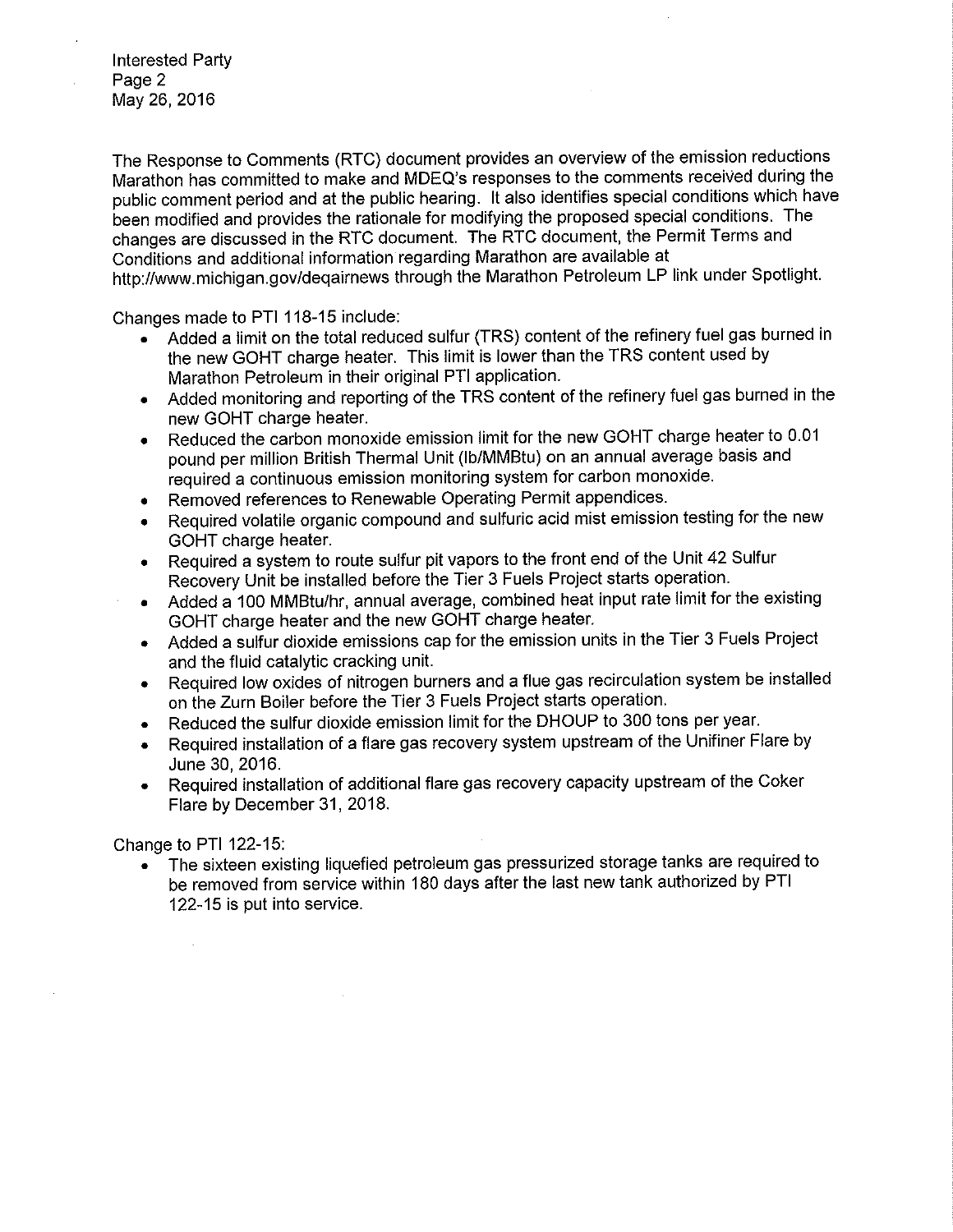The Response to Comments (RTC) document provides an overview of the emission reductions Marathon has committed to make and MDEQ's responses to the comments received during the public comment period and at the public hearing. It also identifies special conditions which have been modified and provides the rationale for modifying the proposed special conditions. The changes are discussed in the RTC document. The RTC document, the Permit Terms and Conditions and additional information regarding Marathon are available at http://www.michigan.gov/deqairnews through the Marathon Petroleum LP link under Spotlight.

Changes made to PTI 118-15 include:

- Added a limit on the total reduced sulfur (TRS) content of the refinery fuel gas burned in the new GOHT charge heater. This limit is lower than the TRS content used by Marathon Petroleum in their original PTI application.
- Added monitoring and reporting of the TRS content of the refinery fuel gas burned in the new GOHT charge heater.
- Reduced the carbon monoxide emission limit for the new GOHT charge heater to 0.01 pound per million British Thermal Unit (lb/MMBtu) on an annual average basis and required a continuous emission monitoring system for carbon monoxide.
- Removed references to Renewable Operating Permit appendices.
- Required volatile organic compound and sulfuric acid mist emission testing for the new GOHT charge heater.
- Required a system to route sulfur pit vapors to the front end of the Unit 42 Sulfur Recovery Unit be installed before the Tier 3 Fuels Project starts operation.
- Added a 100 MMBtu/hr, annual average, combined heat input rate limit for the existing GOHT charge heater and the new GOHT charge heater.
- Added a sulfur dioxide emissions cap for the emission units in the Tier 3 Fuels Project and the fluid catalytic cracking unit.
- Required low oxides of nitrogen burners and a flue gas recirculation system be installed on the Zurn Boiler before the Tier 3 Fuels Project starts operation.
- Reduced the sulfur dioxide emission limit for the DHOUP to 300 tons per year.
- Required installation of a flare gas recovery system upstream of the Unifiner Flare by June 30, 2016.
- Required installation of additional flare gas recovery capacity upstream of the Coker Flare by December 31, 2018.

Change to PTI 122-15:

- The sixteen existing liquefied petroleum gas pressurized storage tanks are required to be removed from service within 180 days after the last new tank authorized by PTI 122-15 is put into service.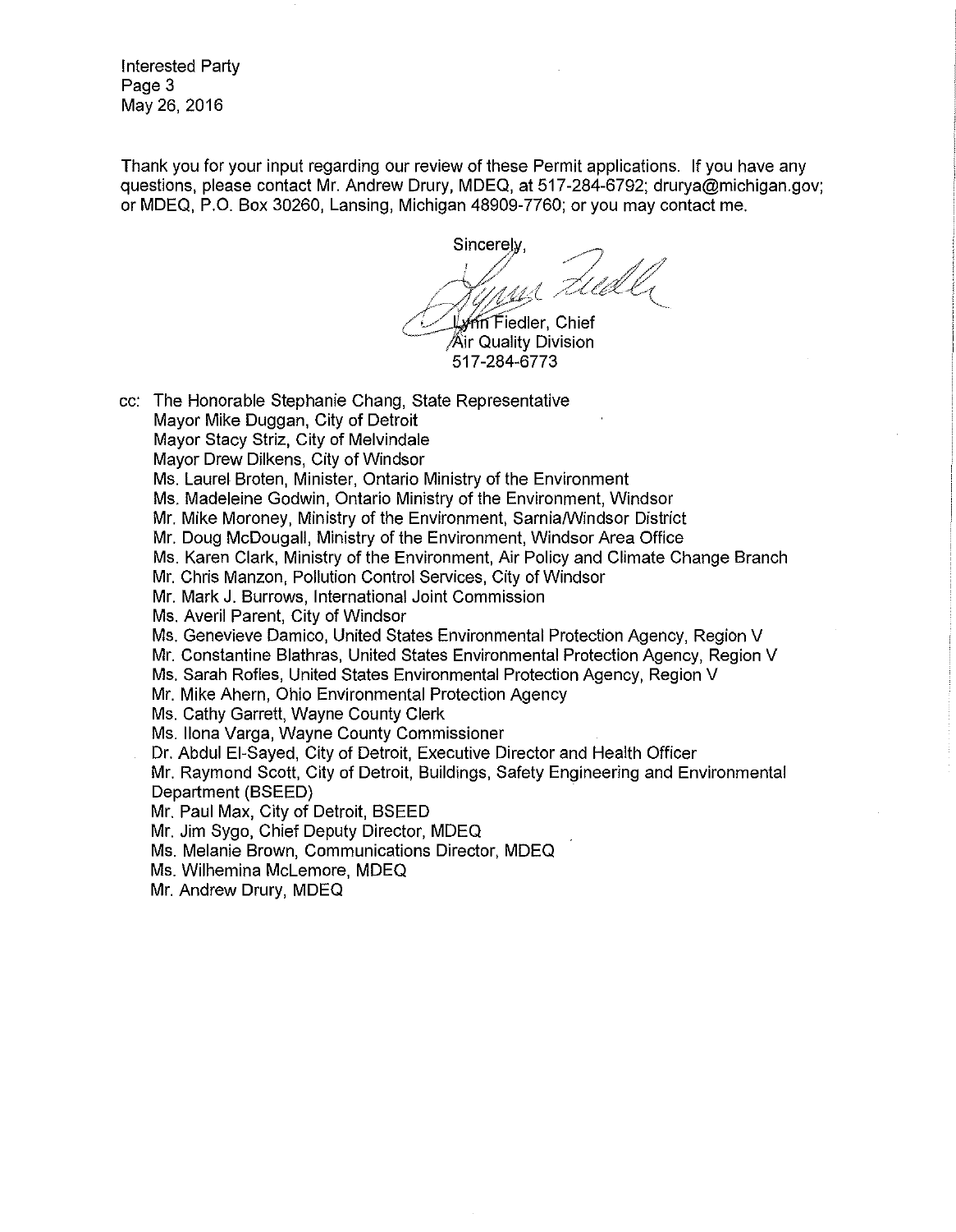Interested Party
Page 3
May 26, 2016

Thank you for your input regarding our review of these Permit applications. If you have any questions, please contact Mr. Andrew Drury, MDEQ, at 517-284-6792; drurya@michigan.gov; or MDEQ, P.O. Box 30260, Lansing, Michigan 48909-7760; or you may contact me.

Sincerely,

Lynn Fiedler, Chief
Air Quality Division
517-284-6773

cc: The Honorable Stephanie Chang, State Representative
Mayor Mike Duggan, City of Detroit
Mayor Stacy Striz, City of Melvindale
Mayor Drew Dilkens, City of Windsor
Ms. Laurel Broten, Minister, Ontario Ministry of the Environment
Ms. Madeleine Godwin, Ontario Ministry of the Environment, Windsor
Mr. Mike Moroney, Ministry of the Environment, Sarnia/Windsor District
Mr. Doug McDougall, Ministry of the Environment, Windsor Area Office
Ms. Karen Clark, Ministry of the Environment, Air Policy and Climate Change Branch
Mr. Chris Manzon, Pollution Control Services, City of Windsor
Mr. Mark J. Burrows, International Joint Commission
Ms. Averil Parent, City of Windsor
Ms. Genevieve Damico, United States Environmental Protection Agency, Region V
Mr. Constantine Blathras, United States Environmental Protection Agency, Region V
Ms. Sarah Rofles, United States Environmental Protection Agency, Region V
Mr. Mike Ahern, Ohio Environmental Protection Agency
Ms. Cathy Garrett, Wayne County Clerk
Ms. Ilona Varga, Wayne County Commissioner
Dr. Abdul El-Sayed, City of Detroit, Executive Director and Health Officer
Mr. Raymond Scott, City of Detroit, Buildings, Safety Engineering and Environmental Department (BSEED)
Mr. Paul Max, City of Detroit, BSEED
Mr. Jim Sygo, Chief Deputy Director, MDEQ
Ms. Melanie Brown, Communications Director, MDEQ
Ms. Wilhemina McLemore, MDEQ
Mr. Andrew Drury, MDEQ